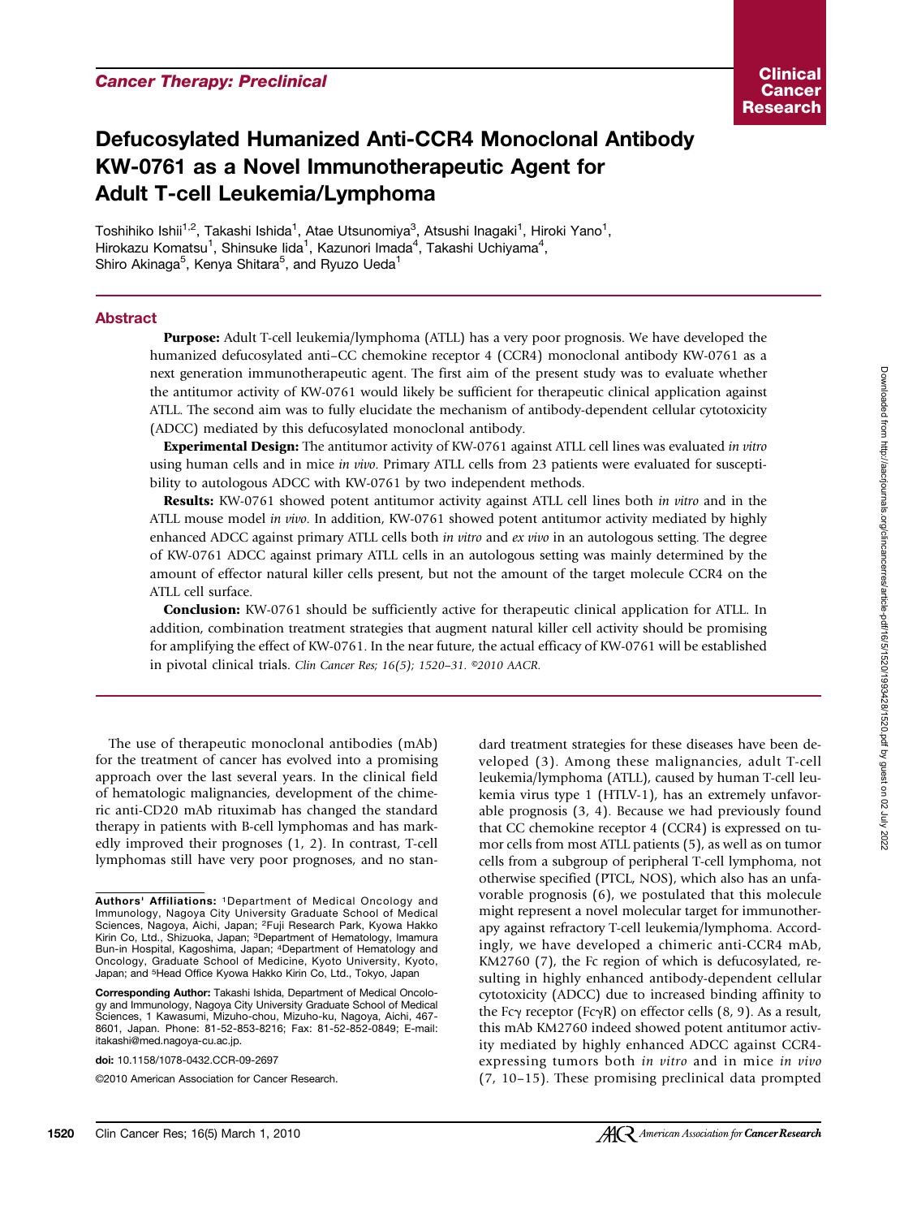*Cancer Therapy: Preclinical*

# Defucosylated Humanized Anti-CCR4 Monoclonal Antibody KW-0761 as a Novel Immunotherapeutic Agent for Adult T-cell Leukemia/Lymphoma

Toshihiko Ishii[1,2], Takashi Ishida[1], Atae Utsunomiya[3], Atsushi Inagaki[1], Hiroki Yano[1], Hirokazu Komatsu[1], Shinsuke Iida[1], Kazunori Imada[4], Takashi Uchiyama[4], Shiro Akinaga[5], Kenya Shitara[5], and Ryuzo Ueda[1]

## Abstract

**Purpose:** Adult T-cell leukemia/lymphoma (ATLL) has a very poor prognosis. We have developed the humanized defucosylated anti–CC chemokine receptor 4 (CCR4) monoclonal antibody KW-0761 as a next generation immunotherapeutic agent. The first aim of the present study was to evaluate whether the antitumor activity of KW-0761 would likely be sufficient for therapeutic clinical application against ATLL. The second aim was to fully elucidate the mechanism of antibody-dependent cellular cytotoxicity (ADCC) mediated by this defucosylated monoclonal antibody.

**Experimental Design:** The antitumor activity of KW-0761 against ATLL cell lines was evaluated *in vitro* using human cells and in mice *in vivo*. Primary ATLL cells from 23 patients were evaluated for susceptibility to autologous ADCC with KW-0761 by two independent methods.

**Results:** KW-0761 showed potent antitumor activity against ATLL cell lines both *in vitro* and in the ATLL mouse model *in vivo*. In addition, KW-0761 showed potent antitumor activity mediated by highly enhanced ADCC against primary ATLL cells both *in vitro* and *ex vivo* in an autologous setting. The degree of KW-0761 ADCC against primary ATLL cells in an autologous setting was mainly determined by the amount of effector natural killer cells present, but not the amount of the target molecule CCR4 on the ATLL cell surface.

**Conclusion:** KW-0761 should be sufficiently active for therapeutic clinical application for ATLL. In addition, combination treatment strategies that augment natural killer cell activity should be promising for amplifying the effect of KW-0761. In the near future, the actual efficacy of KW-0761 will be established in pivotal clinical trials. *Clin Cancer Res; 16(5); 1520–31. ©2010 AACR.*

The use of therapeutic monoclonal antibodies (mAb) for the treatment of cancer has evolved into a promising approach over the last several years. In the clinical field of hematologic malignancies, development of the chimeric anti-CD20 mAb rituximab has changed the standard therapy in patients with B-cell lymphomas and has markedly improved their prognoses (1, 2). In contrast, T-cell lymphomas still have very poor prognoses, and no standard treatment strategies for these diseases have been developed (3). Among these malignancies, adult T-cell leukemia/lymphoma (ATLL), caused by human T-cell leukemia virus type 1 (HTLV-1), has an extremely unfavorable prognosis (3, 4). Because we had previously found that CC chemokine receptor 4 (CCR4) is expressed on tumor cells from most ATLL patients (5), as well as on tumor cells from a subgroup of peripheral T-cell lymphoma, not otherwise specified (PTCL, NOS), which also has an unfavorable prognosis (6), we postulated that this molecule might represent a novel molecular target for immunotherapy against refractory T-cell leukemia/lymphoma. Accordingly, we have developed a chimeric anti-CCR4 mAb, KM2760 (7), the Fc region of which is defucosylated, resulting in highly enhanced antibody-dependent cellular cytotoxicity (ADCC) due to increased binding affinity to the Fcγ receptor (FcγR) on effector cells (8, 9). As a result, this mAb KM2760 indeed showed potent antitumor activity mediated by highly enhanced ADCC against CCR4-expressing tumors both *in vitro* and in mice *in vivo* (7, 10–15). These promising preclinical data prompted

**Authors' Affiliations:** [1]Department of Medical Oncology and Immunology, Nagoya City University Graduate School of Medical Sciences, Nagoya, Aichi, Japan; [2]Fuji Research Park, Kyowa Hakko Kirin Co, Ltd., Shizuoka, Japan; [3]Department of Hematology, Imamura Bun-in Hospital, Kagoshima, Japan; [4]Department of Hematology and Oncology, Graduate School of Medicine, Kyoto University, Kyoto, Japan; and [5]Head Office Kyowa Hakko Kirin Co, Ltd., Tokyo, Japan

**Corresponding Author:** Takashi Ishida, Department of Medical Oncology and Immunology, Nagoya City University Graduate School of Medical Sciences, 1 Kawasumi, Mizuho-chou, Mizuho-ku, Nagoya, Aichi, 467-8601, Japan. Phone: 81-52-853-8216; Fax: 81-52-852-0849; E-mail: itakashi@med.nagoya-cu.ac.jp.

doi: 10.1158/1078-0432.CCR-09-2697

©2010 American Association for Cancer Research.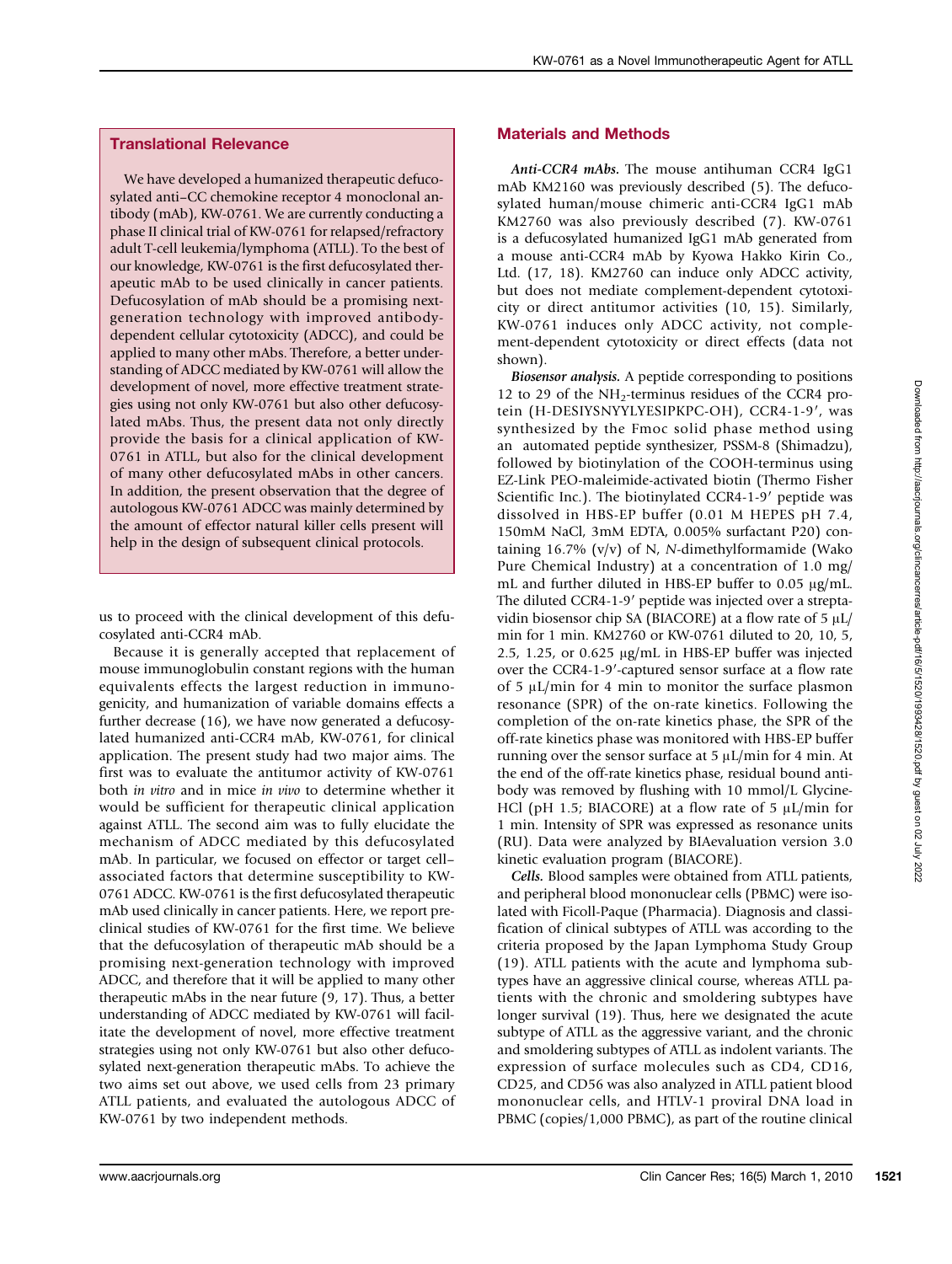## Translational Relevance

We have developed a humanized therapeutic defucosylated anti–CC chemokine receptor 4 monoclonal antibody (mAb), KW-0761. We are currently conducting a phase II clinical trial of KW-0761 for relapsed/refractory adult T-cell leukemia/lymphoma (ATLL). To the best of our knowledge, KW-0761 is the first defucosylated therapeutic mAb to be used clinically in cancer patients. Defucosylation of mAb should be a promising next-generation technology with improved antibody-dependent cellular cytotoxicity (ADCC), and could be applied to many other mAbs. Therefore, a better understanding of ADCC mediated by KW-0761 will allow the development of novel, more effective treatment strategies using not only KW-0761 but also other defucosylated mAbs. Thus, the present data not only directly provide the basis for a clinical application of KW-0761 in ATLL, but also for the clinical development of many other defucosylated mAbs in other cancers. In addition, the present observation that the degree of autologous KW-0761 ADCC was mainly determined by the amount of effector natural killer cells present will help in the design of subsequent clinical protocols.

us to proceed with the clinical development of this defucosylated anti-CCR4 mAb.

Because it is generally accepted that replacement of mouse immunoglobulin constant regions with the human equivalents effects the largest reduction in immunogenicity, and humanization of variable domains effects a further decrease (16), we have now generated a defucosylated humanized anti-CCR4 mAb, KW-0761, for clinical application. The present study had two major aims. The first was to evaluate the antitumor activity of KW-0761 both *in vitro* and in mice *in vivo* to determine whether it would be sufficient for therapeutic clinical application against ATLL. The second aim was to fully elucidate the mechanism of ADCC mediated by this defucosylated mAb. In particular, we focused on effector or target cell–associated factors that determine susceptibility to KW-0761 ADCC. KW-0761 is the first defucosylated therapeutic mAb used clinically in cancer patients. Here, we report preclinical studies of KW-0761 for the first time. We believe that the defucosylation of therapeutic mAb should be a promising next-generation technology with improved ADCC, and therefore that it will be applied to many other therapeutic mAbs in the near future (9, 17). Thus, a better understanding of ADCC mediated by KW-0761 will facilitate the development of novel, more effective treatment strategies using not only KW-0761 but also other defucosylated next-generation therapeutic mAbs. To achieve the two aims set out above, we used cells from 23 primary ATLL patients, and evaluated the autologous ADCC of KW-0761 by two independent methods.

## Materials and Methods

***Anti-CCR4 mAbs.*** The mouse antihuman CCR4 IgG1 mAb KM2160 was previously described (5). The defucosylated human/mouse chimeric anti-CCR4 IgG1 mAb KM2760 was also previously described (7). KW-0761 is a defucosylated humanized IgG1 mAb generated from a mouse anti-CCR4 mAb by Kyowa Hakko Kirin Co., Ltd. (17, 18). KM2760 can induce only ADCC activity, but does not mediate complement-dependent cytotoxicity or direct antitumor activities (10, 15). Similarly, KW-0761 induces only ADCC activity, not complement-dependent cytotoxicity or direct effects (data not shown).

***Biosensor analysis.*** A peptide corresponding to positions 12 to 29 of the $NH_2$-terminus residues of the CCR4 protein (H-DESIYSNYYLYESIPKPC-OH), CCR4-1-9′, was synthesized by the Fmoc solid phase method using an automated peptide synthesizer, PSSM-8 (Shimadzu), followed by biotinylation of the COOH-terminus using EZ-Link PEO-maleimide-activated biotin (Thermo Fisher Scientific Inc.). The biotinylated CCR4-1-9′ peptide was dissolved in HBS-EP buffer (0.01 M HEPES pH 7.4, 150mM NaCl, 3mM EDTA, 0.005% surfactant P20) containing 16.7% (v/v) of N, *N*-dimethylformamide (Wako Pure Chemical Industry) at a concentration of 1.0 mg/mL and further diluted in HBS-EP buffer to 0.05 μg/mL. The diluted CCR4-1-9′ peptide was injected over a streptavidin biosensor chip SA (BIACORE) at a flow rate of 5 μL/min for 1 min. KM2760 or KW-0761 diluted to 20, 10, 5, 2.5, 1.25, or 0.625 μg/mL in HBS-EP buffer was injected over the CCR4-1-9′-captured sensor surface at a flow rate of 5 μL/min for 4 min to monitor the surface plasmon resonance (SPR) of the on-rate kinetics. Following the completion of the on-rate kinetics phase, the SPR of the off-rate kinetics phase was monitored with HBS-EP buffer running over the sensor surface at 5 μL/min for 4 min. At the end of the off-rate kinetics phase, residual bound antibody was removed by flushing with 10 mmol/L Glycine-HCl (pH 1.5; BIACORE) at a flow rate of 5 μL/min for 1 min. Intensity of SPR was expressed as resonance units (RU). Data were analyzed by BIAevaluation version 3.0 kinetic evaluation program (BIACORE).

***Cells.*** Blood samples were obtained from ATLL patients, and peripheral blood mononuclear cells (PBMC) were isolated with Ficoll-Paque (Pharmacia). Diagnosis and classification of clinical subtypes of ATLL was according to the criteria proposed by the Japan Lymphoma Study Group (19). ATLL patients with the acute and lymphoma subtypes have an aggressive clinical course, whereas ATLL patients with the chronic and smoldering subtypes have longer survival (19). Thus, here we designated the acute subtype of ATLL as the aggressive variant, and the chronic and smoldering subtypes of ATLL as indolent variants. The expression of surface molecules such as CD4, CD16, CD25, and CD56 was also analyzed in ATLL patient blood mononuclear cells, and HTLV-1 proviral DNA load in PBMC (copies/1,000 PBMC), as part of the routine clinical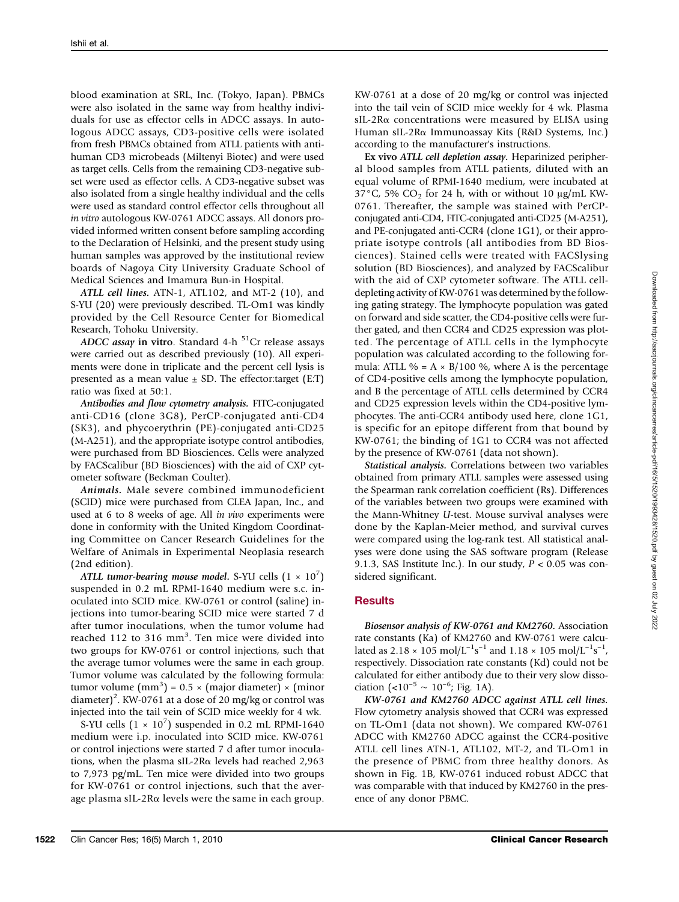blood examination at SRL, Inc. (Tokyo, Japan). PBMCs were also isolated in the same way from healthy individuals for use as effector cells in ADCC assays. In autologous ADCC assays, CD3-positive cells were isolated from fresh PBMCs obtained from ATLL patients with anti-human CD3 microbeads (Miltenyi Biotec) and were used as target cells. Cells from the remaining CD3-negative subset were used as effector cells. A CD3-negative subset was also isolated from a single healthy individual and the cells were used as standard control effector cells throughout all *in vitro* autologous KW-0761 ADCC assays. All donors provided informed written consent before sampling according to the Declaration of Helsinki, and the present study using human samples was approved by the institutional review boards of Nagoya City University Graduate School of Medical Sciences and Imamura Bun-in Hospital.

***ATLL cell lines.*** ATN-1, ATL102, and MT-2 (10), and S-YU (20) were previously described. TL-Om1 was kindly provided by the Cell Resource Center for Biomedical Research, Tohoku University.

***ADCC assay in vitro.*** Standard 4-h $^{51}$Cr release assays were carried out as described previously (10). All experiments were done in triplicate and the percent cell lysis is presented as a mean value ± SD. The effector:target (E:T) ratio was fixed at 50:1.

***Antibodies and flow cytometry analysis.*** FITC-conjugated anti-CD16 (clone 3G8), PerCP-conjugated anti-CD4 (SK3), and phycoerythrin (PE)-conjugated anti-CD25 (M-A251), and the appropriate isotype control antibodies, were purchased from BD Biosciences. Cells were analyzed by FACScalibur (BD Biosciences) with the aid of CXP cytometer software (Beckman Coulter).

***Animals.*** Male severe combined immunodeficient (SCID) mice were purchased from CLEA Japan, Inc., and used at 6 to 8 weeks of age. All *in vivo* experiments were done in conformity with the United Kingdom Coordinating Committee on Cancer Research Guidelines for the Welfare of Animals in Experimental Neoplasia research (2nd edition).

***ATLL tumor-bearing mouse model.*** S-YU cells ($1 \times 10^7$) suspended in 0.2 mL RPMI-1640 medium were s.c. inoculated into SCID mice. KW-0761 or control (saline) injections into tumor-bearing SCID mice were started 7 d after tumor inoculations, when the tumor volume had reached 112 to 316 mm$^3$. Ten mice were divided into two groups for KW-0761 or control injections, such that the average tumor volumes were the same in each group. Tumor volume was calculated by the following formula: tumor volume (mm$^3$) = 0.5 × (major diameter) × (minor diameter)$^2$. KW-0761 at a dose of 20 mg/kg or control was injected into the tail vein of SCID mice weekly for 4 wk.

S-YU cells ($1 \times 10^7$) suspended in 0.2 mL RPMI-1640 medium were i.p. inoculated into SCID mice. KW-0761 or control injections were started 7 d after tumor inoculations, when the plasma sIL-2Rα levels had reached 2,963 to 7,973 pg/mL. Ten mice were divided into two groups for KW-0761 or control injections, such that the average plasma sIL-2Rα levels were the same in each group. KW-0761 at a dose of 20 mg/kg or control was injected into the tail vein of SCID mice weekly for 4 wk. Plasma sIL-2Rα concentrations were measured by ELISA using Human sIL-2Rα Immunoassay Kits (R&D Systems, Inc.) according to the manufacturer's instructions.

***Ex vivo ATLL cell depletion assay.*** Heparinized peripheral blood samples from ATLL patients, diluted with an equal volume of RPMI-1640 medium, were incubated at 37°C, 5% $CO_2$ for 24 h, with or without 10 μg/mL KW-0761. Thereafter, the sample was stained with PerCP-conjugated anti-CD4, FITC-conjugated anti-CD25 (M-A251), and PE-conjugated anti-CCR4 (clone 1G1), or their appropriate isotype controls (all antibodies from BD Biosciences). Stained cells were treated with FACSlysing solution (BD Biosciences), and analyzed by FACScalibur with the aid of CXP cytometer software. The ATLL cell-depleting activity of KW-0761 was determined by the following gating strategy. The lymphocyte population was gated on forward and side scatter, the CD4-positive cells were further gated, and then CCR4 and CD25 expression was plotted. The percentage of ATLL cells in the lymphocyte population was calculated according to the following formula: ATLL % = A × B/100 %, where A is the percentage of CD4-positive cells among the lymphocyte population, and B the percentage of ATLL cells determined by CCR4 and CD25 expression levels within the CD4-positive lymphocytes. The anti-CCR4 antibody used here, clone 1G1, is specific for an epitope different from that bound by KW-0761; the binding of 1G1 to CCR4 was not affected by the presence of KW-0761 (data not shown).

***Statistical analysis.*** Correlations between two variables obtained from primary ATLL samples were assessed using the Spearman rank correlation coefficient (Rs). Differences of the variables between two groups were examined with the Mann-Whitney *U*-test. Mouse survival analyses were done by the Kaplan-Meier method, and survival curves were compared using the log-rank test. All statistical analyses were done using the SAS software program (Release 9.1.3, SAS Institute Inc.). In our study, $P < 0.05$ was considered significant.

## Results

***Biosensor analysis of KW-0761 and KM2760.*** Association rate constants (Ka) of KM2760 and KW-0761 were calculated as 2.18 × 105 mol/L$^{-1}$s$^{-1}$ and 1.18 × 105 mol/L$^{-1}$s$^{-1}$, respectively. Dissociation rate constants (Kd) could not be calculated for either antibody due to their very slow dissociation ($<10^{-5} \sim 10^{-6}$; Fig. 1A).

***KW-0761 and KM2760 ADCC against ATLL cell lines.*** Flow cytometry analysis showed that CCR4 was expressed on TL-Om1 (data not shown). We compared KW-0761 ADCC with KM2760 ADCC against the CCR4-positive ATLL cell lines ATN-1, ATL102, MT-2, and TL-Om1 in the presence of PBMC from three healthy donors. As shown in Fig. 1B, KW-0761 induced robust ADCC that was comparable with that induced by KM2760 in the presence of any donor PBMC.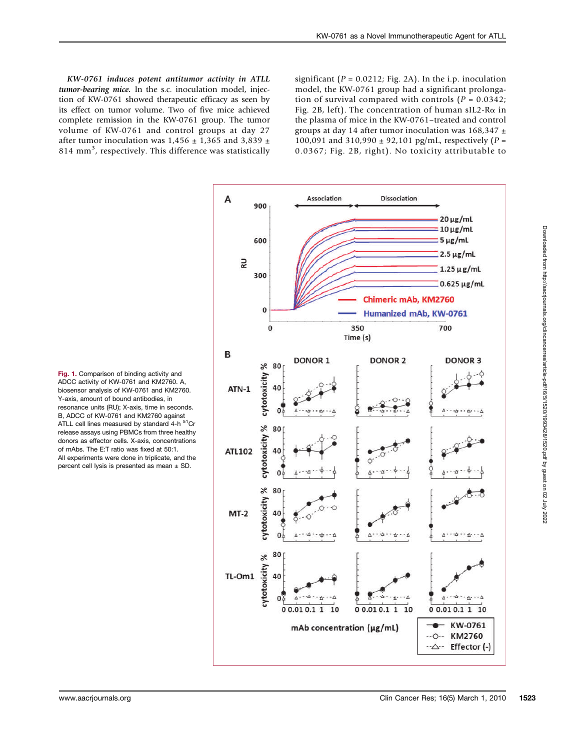***KW-0761 induces potent antitumor activity in ATLL tumor-bearing mice.*** In the s.c. inoculation model, injection of KW-0761 showed therapeutic efficacy as seen by its effect on tumor volume. Two of five mice achieved complete remission in the KW-0761 group. The tumor volume of KW-0761 and control groups at day 27 after tumor inoculation was 1,456 ± 1,365 and 3,839 ± 814 mm$^3$, respectively. This difference was statistically significant ($P = 0.0212$; Fig. 2A). In the i.p. inoculation model, the KW-0761 group had a significant prolongation of survival compared with controls ($P = 0.0342$; Fig. 2B, left). The concentration of human sIL2-Rα in the plasma of mice in the KW-0761–treated and control groups at day 14 after tumor inoculation was 168,347 ± 100,091 and 310,990 ± 92,101 pg/mL, respectively ($P = 0.0367$; Fig. 2B, right). No toxicity attributable to

**Fig. 1.** Comparison of binding activity and ADCC activity of KW-0761 and KM2760. A, biosensor analysis of KW-0761 and KM2760. Y-axis, amount of bound antibodies, in resonance units (RU); X-axis, time in seconds. B, ADCC of KW-0761 and KM2760 against ATLL cell lines measured by standard 4-h $^{51}$Cr release assays using PBMCs from three healthy donors as effector cells. X-axis, concentrations of mAbs. The E:T ratio was fixed at 50:1. All experiments were done in triplicate, and the percent cell lysis is presented as mean ± SD.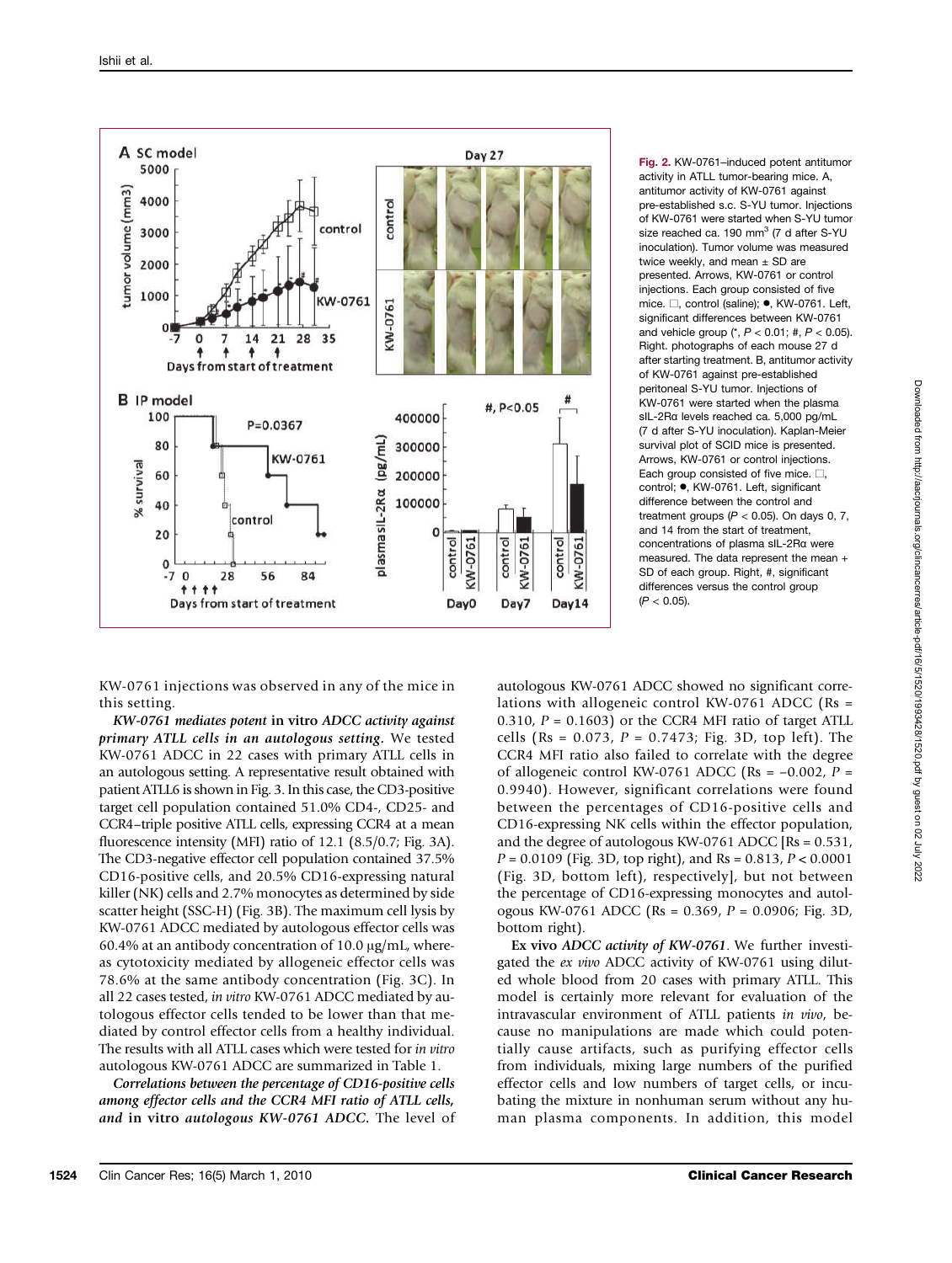Fig. 2. KW-0761–induced potent antitumor activity in ATLL tumor-bearing mice. A, antitumor activity of KW-0761 against pre-established s.c. S-YU tumor. Injections of KW-0761 were started when S-YU tumor size reached ca. 190 $mm^3$ (7 d after S-YU inoculation). Tumor volume was measured twice weekly, and mean ± SD are presented. Arrows, KW-0761 or control injections. Each group consisted of five mice. □, control (saline); ●, KW-0761. Left, significant differences between KW-0761 and vehicle group (*, $P < 0.01$; #, $P < 0.05$). Right. photographs of each mouse 27 d after starting treatment. B, antitumor activity of KW-0761 against pre-established peritoneal S-YU tumor. Injections of KW-0761 were started when the plasma sIL-2Rα levels reached ca. 5,000 pg/mL (7 d after S-YU inoculation). Kaplan-Meier survival plot of SCID mice is presented. Arrows, KW-0761 or control injections. Each group consisted of five mice. □, control; ●, KW-0761. Left, significant difference between the control and treatment groups ($P < 0.05$). On days 0, 7, and 14 from the start of treatment, concentrations of plasma sIL-2Rα were measured. The data represent the mean + SD of each group. Right, #, significant differences versus the control group ($P < 0.05$).

KW-0761 injections was observed in any of the mice in this setting.

***KW-0761 mediates potent* in vitro *ADCC activity against primary ATLL cells in an autologous setting.*** We tested KW-0761 ADCC in 22 cases with primary ATLL cells in an autologous setting. A representative result obtained with patient ATLL6 is shown in Fig. 3. In this case, the CD3-positive target cell population contained 51.0% CD4-, CD25- and CCR4–triple positive ATLL cells, expressing CCR4 at a mean fluorescence intensity (MFI) ratio of 12.1 (8.5/0.7; Fig. 3A). The CD3-negative effector cell population contained 37.5% CD16-positive cells, and 20.5% CD16-expressing natural killer (NK) cells and 2.7% monocytes as determined by side scatter height (SSC-H) (Fig. 3B). The maximum cell lysis by KW-0761 ADCC mediated by autologous effector cells was 60.4% at an antibody concentration of 10.0 μg/mL, whereas cytotoxicity mediated by allogeneic effector cells was 78.6% at the same antibody concentration (Fig. 3C). In all 22 cases tested, *in vitro* KW-0761 ADCC mediated by autologous effector cells tended to be lower than that mediated by control effector cells from a healthy individual. The results with all ATLL cases which were tested for *in vitro* autologous KW-0761 ADCC are summarized in Table 1.

***Correlations between the percentage of CD16-positive cells among effector cells and the CCR4 MFI ratio of ATLL cells, and* in vitro *autologous KW-0761 ADCC.*** The level of autologous KW-0761 ADCC showed no significant correlations with allogeneic control KW-0761 ADCC (Rs = 0.310, $P = 0.1603$) or the CCR4 MFI ratio of target ATLL cells (Rs = 0.073, $P = 0.7473$; Fig. 3D, top left). The CCR4 MFI ratio also failed to correlate with the degree of allogeneic control KW-0761 ADCC (Rs = −0.002, $P = 0.9940$). However, significant correlations were found between the percentages of CD16-positive cells and CD16-expressing NK cells within the effector population, and the degree of autologous KW-0761 ADCC [Rs = 0.531, $P = 0.0109$ (Fig. 3D, top right), and Rs = 0.813, $P < 0.0001$ (Fig. 3D, bottom left), respectively], but not between the percentage of CD16-expressing monocytes and autologous KW-0761 ADCC (Rs = 0.369, $P = 0.0906$; Fig. 3D, bottom right).

**Ex vivo** ***ADCC activity of KW-0761.*** We further investigated the *ex vivo* ADCC activity of KW-0761 using diluted whole blood from 20 cases with primary ATLL. This model is certainly more relevant for evaluation of the intravascular environment of ATLL patients *in vivo*, because no manipulations are made which could potentially cause artifacts, such as purifying effector cells from individuals, mixing large numbers of the purified effector cells and low numbers of target cells, or incubating the mixture in nonhuman serum without any human plasma components. In addition, this model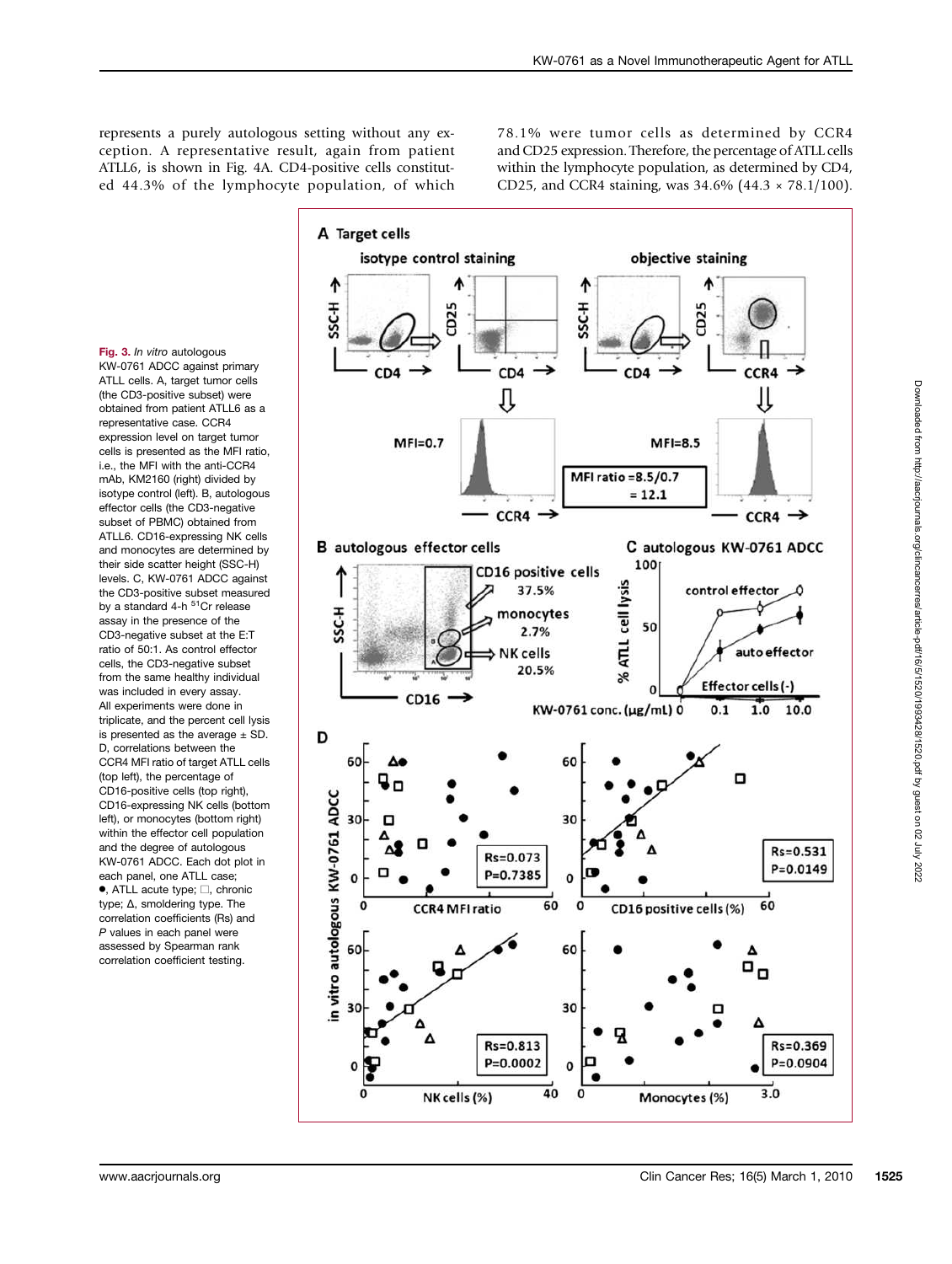represents a purely autologous setting without any exception. A representative result, again from patient ATLL6, is shown in Fig. 4A. CD4-positive cells constituted 44.3% of the lymphocyte population, of which 78.1% were tumor cells as determined by CCR4 and CD25 expression. Therefore, the percentage of ATLL cells within the lymphocyte population, as determined by CD4, CD25, and CCR4 staining, was 34.6% (44.3 × 78.1/100).

**Fig. 3.** *In vitro* autologous KW-0761 ADCC against primary ATLL cells. A, target tumor cells (the CD3-positive subset) were obtained from patient ATLL6 as a representative case. CCR4 expression level on target tumor cells is presented as the MFI ratio, i.e., the MFI with the anti-CCR4 mAb, KM2160 (right) divided by isotype control (left). B, autologous effector cells (the CD3-negative subset of PBMC) obtained from ATLL6. CD16-expressing NK cells and monocytes are determined by their side scatter height (SSC-H) levels. C, KW-0761 ADCC against the CD3-positive subset measured by a standard 4-h $^{51}$Cr release assay in the presence of the CD3-negative subset at the E:T ratio of 50:1. As control effector cells, the CD3-negative subset from the same healthy individual was included in every assay. All experiments were done in triplicate, and the percent cell lysis is presented as the average ± SD. D, correlations between the CCR4 MFI ratio of target ATLL cells (top left), the percentage of CD16-positive cells (top right), CD16-expressing NK cells (bottom left), or monocytes (bottom right) within the effector cell population and the degree of autologous KW-0761 ADCC. Each dot plot in each panel, one ATLL case; ●, ATLL acute type; □, chronic type; Δ, smoldering type. The correlation coefficients (Rs) and *P* values in each panel were assessed by Spearman rank correlation coefficient testing.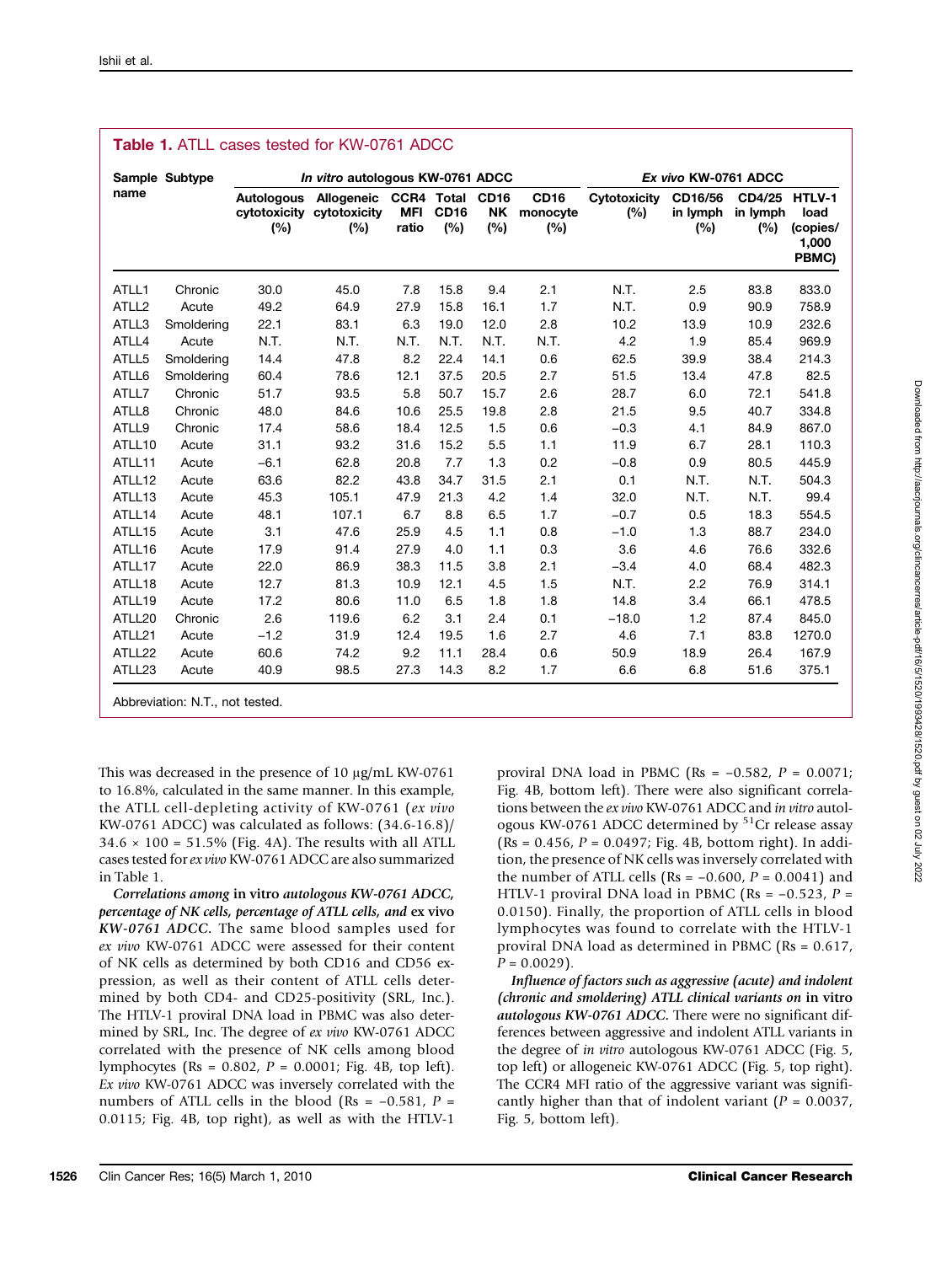**Table 1.** ATLL cases tested for KW-0761 ADCC

| Sample name | Subtype | *In vitro* autologous KW-0761 ADCC | | | | | | *Ex vivo* KW-0761 ADCC | | | |
|---|---|---|---|---|---|---|---|---|---|---|---|
| | | Autologous cytotoxicity (%) | Allogeneic cytotoxicity (%) | CCR4 MFI ratio | Total CD16 (%) | CD16 NK (%) | CD16 monocyte (%) | Cytotoxicity (%) | CD16/56 in lymph (%) | CD4/25 in lymph (%) | HTLV-1 load (copies/ 1,000 PBMC) |
| ATLL1 | Chronic | 30.0 | 45.0 | 7.8 | 15.8 | 9.4 | 2.1 | N.T. | 2.5 | 83.8 | 833.0 |
| ATLL2 | Acute | 49.2 | 64.9 | 27.9 | 15.8 | 16.1 | 1.7 | N.T. | 0.9 | 90.9 | 758.9 |
| ATLL3 | Smoldering | 22.1 | 83.1 | 6.3 | 19.0 | 12.0 | 2.8 | 10.2 | 13.9 | 10.9 | 232.6 |
| ATLL4 | Acute | N.T. | N.T. | N.T. | N.T. | N.T. | N.T. | 4.2 | 1.9 | 85.4 | 969.9 |
| ATLL5 | Smoldering | 14.4 | 47.8 | 8.2 | 22.4 | 14.1 | 0.6 | 62.5 | 39.9 | 38.4 | 214.3 |
| ATLL6 | Smoldering | 60.4 | 78.6 | 12.1 | 37.5 | 20.5 | 2.7 | 51.5 | 13.4 | 47.8 | 82.5 |
| ATLL7 | Chronic | 51.7 | 93.5 | 5.8 | 50.7 | 15.7 | 2.6 | 28.7 | 6.0 | 72.1 | 541.8 |
| ATLL8 | Chronic | 48.0 | 84.6 | 10.6 | 25.5 | 19.8 | 2.8 | 21.5 | 9.5 | 40.7 | 334.8 |
| ATLL9 | Chronic | 17.4 | 58.6 | 18.4 | 12.5 | 1.5 | 0.6 | −0.3 | 4.1 | 84.9 | 867.0 |
| ATLL10 | Acute | 31.1 | 93.2 | 31.6 | 15.2 | 5.5 | 1.1 | 11.9 | 6.7 | 28.1 | 110.3 |
| ATLL11 | Acute | −6.1 | 62.8 | 20.8 | 7.7 | 1.3 | 0.2 | −0.8 | 0.9 | 80.5 | 445.9 |
| ATLL12 | Acute | 63.6 | 82.2 | 43.8 | 34.7 | 31.5 | 2.1 | 0.1 | N.T. | N.T. | 504.3 |
| ATLL13 | Acute | 45.3 | 105.1 | 47.9 | 21.3 | 4.2 | 1.4 | 32.0 | N.T. | N.T. | 99.4 |
| ATLL14 | Acute | 48.1 | 107.1 | 6.7 | 8.8 | 6.5 | 1.7 | −0.7 | 0.5 | 18.3 | 554.5 |
| ATLL15 | Acute | 3.1 | 47.6 | 25.9 | 4.5 | 1.1 | 0.8 | −1.0 | 1.3 | 88.7 | 234.0 |
| ATLL16 | Acute | 17.9 | 91.4 | 27.9 | 4.0 | 1.1 | 0.3 | 3.6 | 4.6 | 76.6 | 332.6 |
| ATLL17 | Acute | 22.0 | 86.9 | 38.3 | 11.5 | 3.8 | 2.1 | −3.4 | 4.0 | 68.4 | 482.3 |
| ATLL18 | Acute | 12.7 | 81.3 | 10.9 | 12.1 | 4.5 | 1.5 | N.T. | 2.2 | 76.9 | 314.1 |
| ATLL19 | Acute | 17.2 | 80.6 | 11.0 | 6.5 | 1.8 | 1.8 | 14.8 | 3.4 | 66.1 | 478.5 |
| ATLL20 | Chronic | 2.6 | 119.6 | 6.2 | 3.1 | 2.4 | 0.1 | −18.0 | 1.2 | 87.4 | 845.0 |
| ATLL21 | Acute | −1.2 | 31.9 | 12.4 | 19.5 | 1.6 | 2.7 | 4.6 | 7.1 | 83.8 | 1270.0 |
| ATLL22 | Acute | 60.6 | 74.2 | 9.2 | 11.1 | 28.4 | 0.6 | 50.9 | 18.9 | 26.4 | 167.9 |
| ATLL23 | Acute | 40.9 | 98.5 | 27.3 | 14.3 | 8.2 | 1.7 | 6.6 | 6.8 | 51.6 | 375.1 |

Abbreviation: N.T., not tested.

This was decreased in the presence of 10 μg/mL KW-0761 to 16.8%, calculated in the same manner. In this example, the ATLL cell-depleting activity of KW-0761 (*ex vivo* KW-0761 ADCC) was calculated as follows: (34.6-16.8)/ 34.6 × 100 = 51.5% (Fig. 4A). The results with all ATLL cases tested for *ex vivo* KW-0761 ADCC are also summarized in Table 1.

*Correlations among* **in vitro** *autologous KW-0761 ADCC, percentage of NK cells, percentage of ATLL cells, and* **ex vivo** *KW-0761 ADCC.* The same blood samples used for *ex vivo* KW-0761 ADCC were assessed for their content of NK cells as determined by both CD16 and CD56 expression, as well as their content of ATLL cells determined by both CD4- and CD25-positivity (SRL, Inc.). The HTLV-1 proviral DNA load in PBMC was also determined by SRL, Inc. The degree of *ex vivo* KW-0761 ADCC correlated with the presence of NK cells among blood lymphocytes (Rs = 0.802, $P$ = 0.0001; Fig. 4B, top left). *Ex vivo* KW-0761 ADCC was inversely correlated with the numbers of ATLL cells in the blood (Rs = −0.581, $P$ = 0.0115; Fig. 4B, top right), as well as with the HTLV-1 proviral DNA load in PBMC (Rs = −0.582, $P$ = 0.0071; Fig. 4B, bottom left). There were also significant correlations between the *ex vivo* KW-0761 ADCC and *in vitro* autologous KW-0761 ADCC determined by $^{51}$Cr release assay (Rs = 0.456, $P$ = 0.0497; Fig. 4B, bottom right). In addition, the presence of NK cells was inversely correlated with the number of ATLL cells (Rs = −0.600, $P$ = 0.0041) and HTLV-1 proviral DNA load in PBMC (Rs = −0.523, $P$ = 0.0150). Finally, the proportion of ATLL cells in blood lymphocytes was found to correlate with the HTLV-1 proviral DNA load as determined in PBMC (Rs = 0.617, $P$ = 0.0029).

*Influence of factors such as aggressive (acute) and indolent (chronic and smoldering) ATLL clinical variants on* **in vitro** *autologous KW-0761 ADCC.* There were no significant differences between aggressive and indolent ATLL variants in the degree of *in vitro* autologous KW-0761 ADCC (Fig. 5, top left) or allogeneic KW-0761 ADCC (Fig. 5, top right). The CCR4 MFI ratio of the aggressive variant was significantly higher than that of indolent variant ($P$ = 0.0037, Fig. 5, bottom left).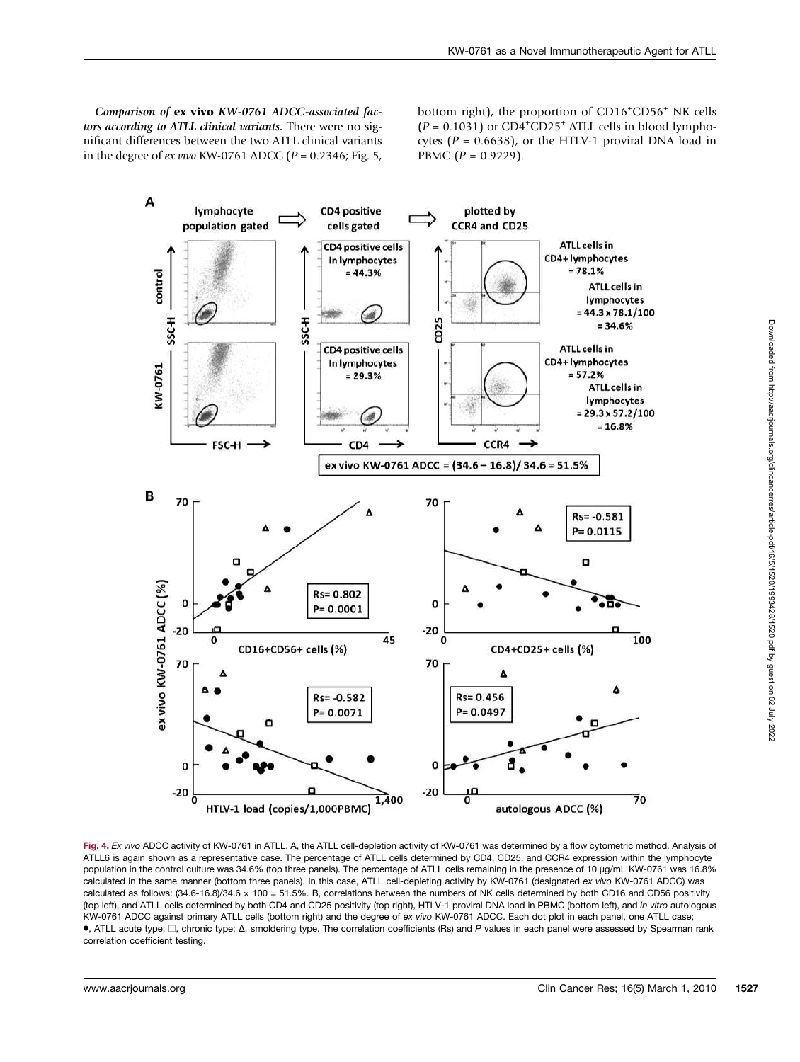***Comparison of* ex vivo *KW-0761 ADCC-associated factors according to ATLL clinical variants.*** There were no significant differences between the two ATLL clinical variants in the degree of *ex vivo* KW-0761 ADCC ($P = 0.2346$; Fig. 5, bottom right), the proportion of $CD16^+CD56^+$ NK cells ($P = 0.1031$) or $CD4^+CD25^+$ ATLL cells in blood lymphocytes ($P = 0.6638$), or the HTLV-1 proviral DNA load in PBMC ($P = 0.9229$).

**Fig. 4.** *Ex vivo* ADCC activity of KW-0761 in ATLL. A, the ATLL cell-depletion activity of KW-0761 was determined by a flow cytometric method. Analysis of ATLL6 is again shown as a representative case. The percentage of ATLL cells determined by CD4, CD25, and CCR4 expression within the lymphocyte population in the control culture was 34.6% (top three panels). The percentage of ATLL cells remaining in the presence of 10 μg/mL KW-0761 was 16.8% calculated in the same manner (bottom three panels). In this case, ATLL cell-depleting activity by KW-0761 (designated *ex vivo* KW-0761 ADCC) was calculated as follows: $(34.6\text{-}16.8)/34.6 \times 100 = 51.5\%$. B, correlations between the numbers of NK cells determined by both CD16 and CD56 positivity (top left), and ATLL cells determined by both CD4 and CD25 positivity (top right), HTLV-1 proviral DNA load in PBMC (bottom left), and *in vitro* autologous KW-0761 ADCC against primary ATLL cells (bottom right) and the degree of *ex vivo* KW-0761 ADCC. Each dot plot in each panel, one ATLL case; ●, ATLL acute type; □, chronic type; Δ, smoldering type. The correlation coefficients (Rs) and *P* values in each panel were assessed by Spearman rank correlation coefficient testing.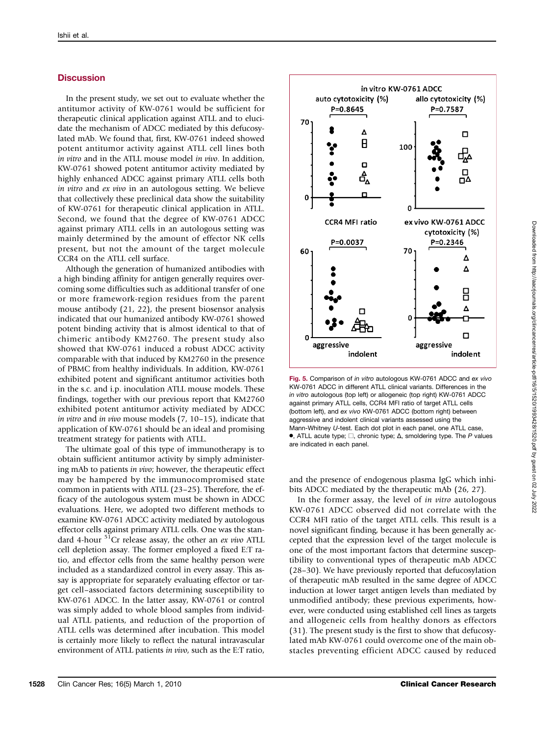## Discussion

In the present study, we set out to evaluate whether the antitumor activity of KW-0761 would be sufficient for therapeutic clinical application against ATLL and to elucidate the mechanism of ADCC mediated by this defucosylated mAb. We found that, first, KW-0761 indeed showed potent antitumor activity against ATLL cell lines both *in vitro* and in the ATLL mouse model *in vivo*. In addition, KW-0761 showed potent antitumor activity mediated by highly enhanced ADCC against primary ATLL cells both *in vitro* and *ex vivo* in an autologous setting. We believe that collectively these preclinical data show the suitability of KW-0761 for therapeutic clinical application in ATLL. Second, we found that the degree of KW-0761 ADCC against primary ATLL cells in an autologous setting was mainly determined by the amount of effector NK cells present, but not the amount of the target molecule CCR4 on the ATLL cell surface.

Although the generation of humanized antibodies with a high binding affinity for antigen generally requires overcoming some difficulties such as additional transfer of one or more framework-region residues from the parent mouse antibody (21, 22), the present biosensor analysis indicated that our humanized antibody KW-0761 showed potent binding activity that is almost identical to that of chimeric antibody KM2760. The present study also showed that KW-0761 induced a robust ADCC activity comparable with that induced by KM2760 in the presence of PBMC from healthy individuals. In addition, KW-0761 exhibited potent and significant antitumor activities both in the s.c. and i.p. inoculation ATLL mouse models. These findings, together with our previous report that KM2760 exhibited potent antitumor activity mediated by ADCC *in vitro* and *in vivo* mouse models (7, 10–15), indicate that application of KW-0761 should be an ideal and promising treatment strategy for patients with ATLL.

The ultimate goal of this type of immunotherapy is to obtain sufficient antitumor activity by simply administering mAb to patients *in vivo*; however, the therapeutic effect may be hampered by the immunocompromised state common in patients with ATLL (23–25). Therefore, the efficacy of the autologous system must be shown in ADCC evaluations. Here, we adopted two different methods to examine KW-0761 ADCC activity mediated by autologous effector cells against primary ATLL cells. One was the standard 4-hour $^{51}$Cr release assay, the other an *ex vivo* ATLL cell depletion assay. The former employed a fixed E:T ratio, and effector cells from the same healthy person were included as a standardized control in every assay. This assay is appropriate for separately evaluating effector or target cell–associated factors determining susceptibility to KW-0761 ADCC. In the latter assay, KW-0761 or control was simply added to whole blood samples from individual ATLL patients, and reduction of the proportion of ATLL cells was determined after incubation. This model is certainly more likely to reflect the natural intravascular environment of ATLL patients *in vivo*, such as the E:T ratio, and the presence of endogenous plasma IgG which inhibits ADCC mediated by the therapeutic mAb (26, 27).

**Fig. 5.** Comparison of *in vitro* autologous KW-0761 ADCC and *ex vivo* KW-0761 ADCC in different ATLL clinical variants. Differences in the *in vitro* autologous (top left) or allogeneic (top right) KW-0761 ADCC against primary ATLL cells, CCR4 MFI ratio of target ATLL cells (bottom left), and *ex vivo* KW-0761 ADCC (bottom right) between aggressive and indolent clinical variants assessed using the Mann-Whitney *U*-test. Each dot plot in each panel, one ATLL case, ●, ATLL acute type; □, chronic type; Δ, smoldering type. The *P* values are indicated in each panel.

In the former assay, the level of *in vitro* autologous KW-0761 ADCC observed did not correlate with the CCR4 MFI ratio of the target ATLL cells. This result is a novel significant finding, because it has been generally accepted that the expression level of the target molecule is one of the most important factors that determine susceptibility to conventional types of therapeutic mAb ADCC (28–30). We have previously reported that defucosylation of therapeutic mAb resulted in the same degree of ADCC induction at lower target antigen levels than mediated by unmodified antibody; these previous experiments, however, were conducted using established cell lines as targets and allogeneic cells from healthy donors as effectors (31). The present study is the first to show that defucosylated mAb KW-0761 could overcome one of the main obstacles preventing efficient ADCC caused by reduced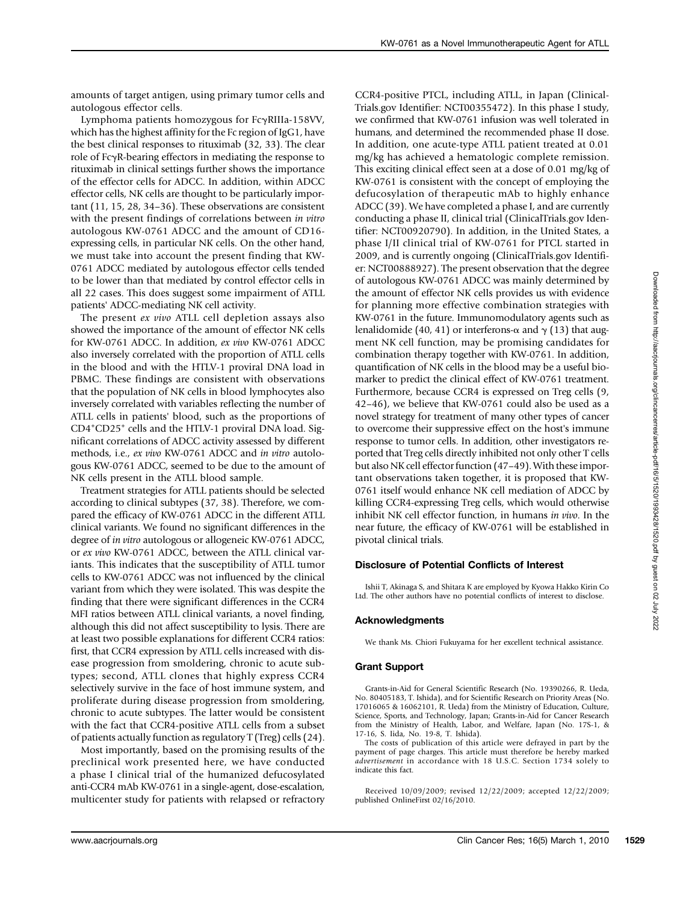amounts of target antigen, using primary tumor cells and autologous effector cells.

Lymphoma patients homozygous for FcγRIIIa-158VV, which has the highest affinity for the Fc region of IgG1, have the best clinical responses to rituximab (32, 33). The clear role of FcγR-bearing effectors in mediating the response to rituximab in clinical settings further shows the importance of the effector cells for ADCC. In addition, within ADCC effector cells, NK cells are thought to be particularly important (11, 15, 28, 34–36). These observations are consistent with the present findings of correlations between *in vitro* autologous KW-0761 ADCC and the amount of CD16-expressing cells, in particular NK cells. On the other hand, we must take into account the present finding that KW-0761 ADCC mediated by autologous effector cells tended to be lower than that mediated by control effector cells in all 22 cases. This does suggest some impairment of ATLL patients' ADCC-mediating NK cell activity.

The present *ex vivo* ATLL cell depletion assays also showed the importance of the amount of effector NK cells for KW-0761 ADCC. In addition, *ex vivo* KW-0761 ADCC also inversely correlated with the proportion of ATLL cells in the blood and with the HTLV-1 proviral DNA load in PBMC. These findings are consistent with observations that the population of NK cells in blood lymphocytes also inversely correlated with variables reflecting the number of ATLL cells in patients' blood, such as the proportions of $CD4^{+}CD25^{+}$ cells and the HTLV-1 proviral DNA load. Significant correlations of ADCC activity assessed by different methods, i.e., *ex vivo* KW-0761 ADCC and *in vitro* autologous KW-0761 ADCC, seemed to be due to the amount of NK cells present in the ATLL blood sample.

Treatment strategies for ATLL patients should be selected according to clinical subtypes (37, 38). Therefore, we compared the efficacy of KW-0761 ADCC in the different ATLL clinical variants. We found no significant differences in the degree of *in vitro* autologous or allogeneic KW-0761 ADCC, or *ex vivo* KW-0761 ADCC, between the ATLL clinical variants. This indicates that the susceptibility of ATLL tumor cells to KW-0761 ADCC was not influenced by the clinical variant from which they were isolated. This was despite the finding that there were significant differences in the CCR4 MFI ratios between ATLL clinical variants, a novel finding, although this did not affect susceptibility to lysis. There are at least two possible explanations for different CCR4 ratios: first, that CCR4 expression by ATLL cells increased with disease progression from smoldering, chronic to acute subtypes; second, ATLL clones that highly express CCR4 selectively survive in the face of host immune system, and proliferate during disease progression from smoldering, chronic to acute subtypes. The latter would be consistent with the fact that CCR4-positive ATLL cells from a subset of patients actually function as regulatory T (Treg) cells (24).

Most importantly, based on the promising results of the preclinical work presented here, we have conducted a phase I clinical trial of the humanized defucosylated anti-CCR4 mAb KW-0761 in a single-agent, dose-escalation, multicenter study for patients with relapsed or refractory CCR4-positive PTCL, including ATLL, in Japan (ClinicalTrials.gov Identifier: NCT00355472). In this phase I study, we confirmed that KW-0761 infusion was well tolerated in humans, and determined the recommended phase II dose. In addition, one acute-type ATLL patient treated at 0.01 mg/kg has achieved a hematologic complete remission. This exciting clinical effect seen at a dose of 0.01 mg/kg of KW-0761 is consistent with the concept of employing the defucosylation of therapeutic mAb to highly enhance ADCC (39). We have completed a phase I, and are currently conducting a phase II, clinical trial (ClinicalTrials.gov Identifier: NCT00920790). In addition, in the United States, a phase I/II clinical trial of KW-0761 for PTCL started in 2009, and is currently ongoing (ClinicalTrials.gov Identifier: NCT00888927). The present observation that the degree of autologous KW-0761 ADCC was mainly determined by the amount of effector NK cells provides us with evidence for planning more effective combination strategies with KW-0761 in the future. Immunomodulatory agents such as lenalidomide (40, 41) or interferons-α and γ (13) that augment NK cell function, may be promising candidates for combination therapy together with KW-0761. In addition, quantification of NK cells in the blood may be a useful biomarker to predict the clinical effect of KW-0761 treatment. Furthermore, because CCR4 is expressed on Treg cells (9, 42–46), we believe that KW-0761 could also be used as a novel strategy for treatment of many other types of cancer to overcome their suppressive effect on the host's immune response to tumor cells. In addition, other investigators reported that Treg cells directly inhibited not only other T cells but also NK cell effector function (47–49). With these important observations taken together, it is proposed that KW-0761 itself would enhance NK cell mediation of ADCC by killing CCR4-expressing Treg cells, which would otherwise inhibit NK cell effector function, in humans *in vivo*. In the near future, the efficacy of KW-0761 will be established in pivotal clinical trials.

## Disclosure of Potential Conflicts of Interest

Ishii T, Akinaga S, and Shitara K are employed by Kyowa Hakko Kirin Co Ltd. The other authors have no potential conflicts of interest to disclose.

## Acknowledgments

We thank Ms. Chiori Fukuyama for her excellent technical assistance.

## Grant Support

Grants-in-Aid for General Scientific Research (No. 19390266, R. Ueda, No. 80405183, T. Ishida), and for Scientific Research on Priority Areas (No. 17016065 & 16062101, R. Ueda) from the Ministry of Education, Culture, Science, Sports, and Technology, Japan; Grants-in-Aid for Cancer Research from the Ministry of Health, Labor, and Welfare, Japan (No. 17S-1, & 17-16, S. Iida, No. 19-8, T. Ishida).

The costs of publication of this article were defrayed in part by the payment of page charges. This article must therefore be hereby marked *advertisement* in accordance with 18 U.S.C. Section 1734 solely to indicate this fact.

Received 10/09/2009; revised 12/22/2009; accepted 12/22/2009; published OnlineFirst 02/16/2010.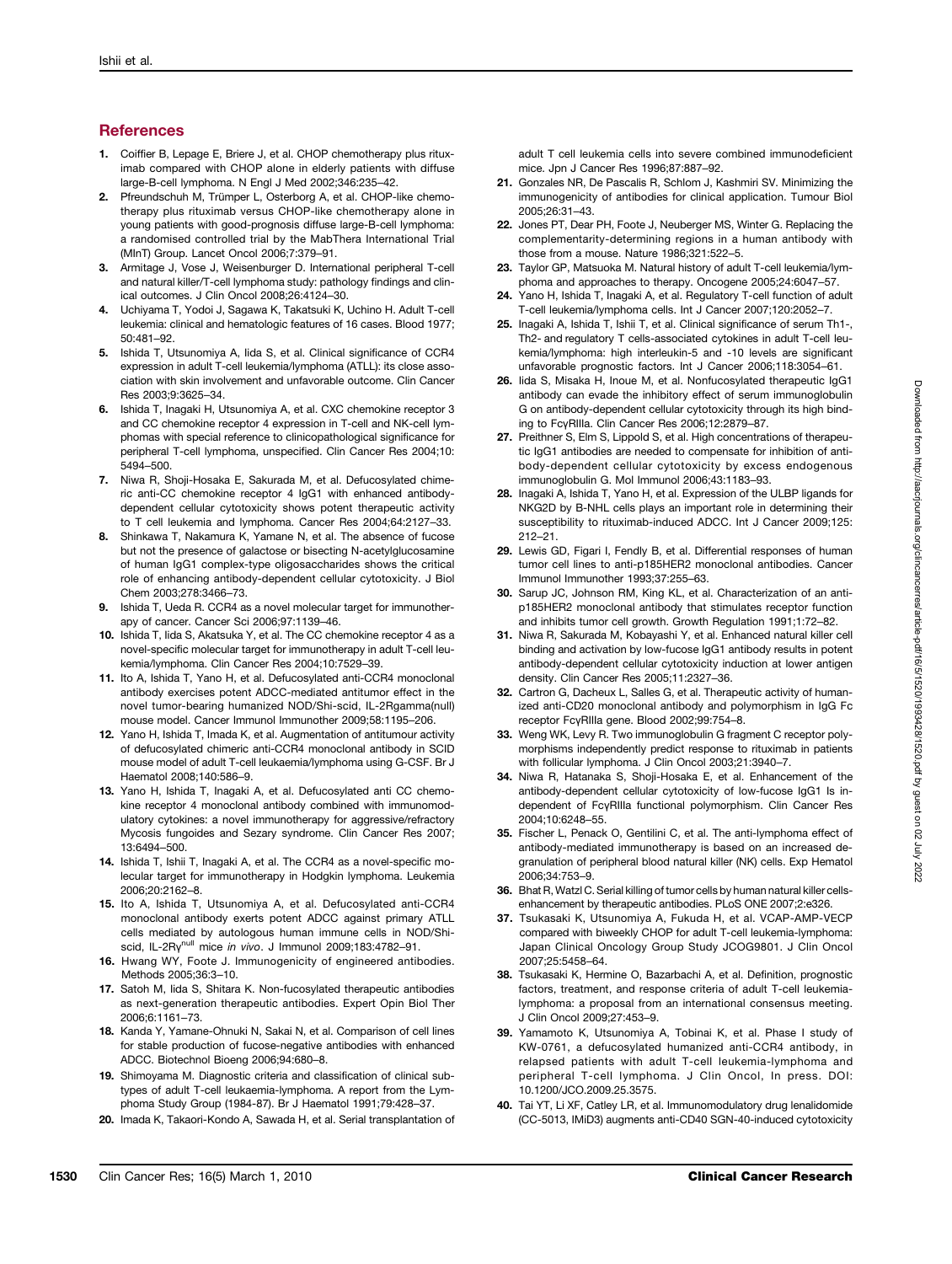## References

1. Coiffier B, Lepage E, Briere J, et al. CHOP chemotherapy plus rituximab compared with CHOP alone in elderly patients with diffuse large-B-cell lymphoma. N Engl J Med 2002;346:235–42.
2. Pfreundschuh M, Trümper L, Osterborg A, et al. CHOP-like chemotherapy plus rituximab versus CHOP-like chemotherapy alone in young patients with good-prognosis diffuse large-B-cell lymphoma: a randomised controlled trial by the MabThera International Trial (MInT) Group. Lancet Oncol 2006;7:379–91.
3. Armitage J, Vose J, Weisenburger D. International peripheral T-cell and natural killer/T-cell lymphoma study: pathology findings and clinical outcomes. J Clin Oncol 2008;26:4124–30.
4. Uchiyama T, Yodoi J, Sagawa K, Takatsuki K, Uchino H. Adult T-cell leukemia: clinical and hematologic features of 16 cases. Blood 1977; 50:481–92.
5. Ishida T, Utsunomiya A, Iida S, et al. Clinical significance of CCR4 expression in adult T-cell leukemia/lymphoma (ATLL): its close association with skin involvement and unfavorable outcome. Clin Cancer Res 2003;9:3625–34.
6. Ishida T, Inagaki H, Utsunomiya A, et al. CXC chemokine receptor 3 and CC chemokine receptor 4 expression in T-cell and NK-cell lymphomas with special reference to clinicopathological significance for peripheral T-cell lymphoma, unspecified. Clin Cancer Res 2004;10: 5494–500.
7. Niwa R, Shoji-Hosaka E, Sakurada M, et al. Defucosylated chimeric anti-CC chemokine receptor 4 IgG1 with enhanced antibody-dependent cellular cytotoxicity shows potent therapeutic activity to T cell leukemia and lymphoma. Cancer Res 2004;64:2127–33.
8. Shinkawa T, Nakamura K, Yamane N, et al. The absence of fucose but not the presence of galactose or bisecting N-acetylglucosamine of human IgG1 complex-type oligosaccharides shows the critical role of enhancing antibody-dependent cellular cytotoxicity. J Biol Chem 2003;278:3466–73.
9. Ishida T, Ueda R. CCR4 as a novel molecular target for immunotherapy of cancer. Cancer Sci 2006;97:1139–46.
10. Ishida T, Iida S, Akatsuka Y, et al. The CC chemokine receptor 4 as a novel-specific molecular target for immunotherapy in adult T-cell leukemia/lymphoma. Clin Cancer Res 2004;10:7529–39.
11. Ito A, Ishida T, Yano H, et al. Defucosylated anti-CCR4 monoclonal antibody exercises potent ADCC-mediated antitumor effect in the novel tumor-bearing humanized NOD/Shi-scid, IL-2Rgamma(null) mouse model. Cancer Immunol Immunother 2009;58:1195–206.
12. Yano H, Ishida T, Imada K, et al. Augmentation of antitumour activity of defucosylated chimeric anti-CCR4 monoclonal antibody in SCID mouse model of adult T-cell leukaemia/lymphoma using G-CSF. Br J Haematol 2008;140:586–9.
13. Yano H, Ishida T, Inagaki A, et al. Defucosylated anti CC chemokine receptor 4 monoclonal antibody combined with immunomodulatory cytokines: a novel immunotherapy for aggressive/refractory Mycosis fungoides and Sezary syndrome. Clin Cancer Res 2007; 13:6494–500.
14. Ishida T, Ishii T, Inagaki A, et al. The CCR4 as a novel-specific molecular target for immunotherapy in Hodgkin lymphoma. Leukemia 2006;20:2162–8.
15. Ito A, Ishida T, Utsunomiya A, et al. Defucosylated anti-CCR4 monoclonal antibody exerts potent ADCC against primary ATLL cells mediated by autologous human immune cells in NOD/Shi-scid, IL-2Rγ$^{null}$ mice *in vivo*. J Immunol 2009;183:4782–91.
16. Hwang WY, Foote J. Immunogenicity of engineered antibodies. Methods 2005;36:3–10.
17. Satoh M, Iida S, Shitara K. Non-fucosylated therapeutic antibodies as next-generation therapeutic antibodies. Expert Opin Biol Ther 2006;6:1161–73.
18. Kanda Y, Yamane-Ohnuki N, Sakai N, et al. Comparison of cell lines for stable production of fucose-negative antibodies with enhanced ADCC. Biotechnol Bioeng 2006;94:680–8.
19. Shimoyama M. Diagnostic criteria and classification of clinical subtypes of adult T-cell leukaemia-lymphoma. A report from the Lymphoma Study Group (1984-87). Br J Haematol 1991;79:428–37.
20. Imada K, Takaori-Kondo A, Sawada H, et al. Serial transplantation of adult T cell leukemia cells into severe combined immunodeficient mice. Jpn J Cancer Res 1996;87:887–92.
21. Gonzales NR, De Pascalis R, Schlom J, Kashmiri SV. Minimizing the immunogenicity of antibodies for clinical application. Tumour Biol 2005;26:31–43.
22. Jones PT, Dear PH, Foote J, Neuberger MS, Winter G. Replacing the complementarity-determining regions in a human antibody with those from a mouse. Nature 1986;321:522–5.
23. Taylor GP, Matsuoka M. Natural history of adult T-cell leukemia/lymphoma and approaches to therapy. Oncogene 2005;24:6047–57.
24. Yano H, Ishida T, Inagaki A, et al. Regulatory T-cell function of adult T-cell leukemia/lymphoma cells. Int J Cancer 2007;120:2052–7.
25. Inagaki A, Ishida T, Ishii T, et al. Clinical significance of serum Th1-, Th2- and regulatory T cells-associated cytokines in adult T-cell leukemia/lymphoma: high interleukin-5 and -10 levels are significant unfavorable prognostic factors. Int J Cancer 2006;118:3054–61.
26. Iida S, Misaka H, Inoue M, et al. Nonfucosylated therapeutic IgG1 antibody can evade the inhibitory effect of serum immunoglobulin G on antibody-dependent cellular cytotoxicity through its high binding to FcγRIIIa. Clin Cancer Res 2006;12:2879–87.
27. Preithner S, Elm S, Lippold S, et al. High concentrations of therapeutic IgG1 antibodies are needed to compensate for inhibition of antibody-dependent cellular cytotoxicity by excess endogenous immunoglobulin G. Mol Immunol 2006;43:1183–93.
28. Inagaki A, Ishida T, Yano H, et al. Expression of the ULBP ligands for NKG2D by B-NHL cells plays an important role in determining their susceptibility to rituximab-induced ADCC. Int J Cancer 2009;125: 212–21.
29. Lewis GD, Figari I, Fendly B, et al. Differential responses of human tumor cell lines to anti-p185HER2 monoclonal antibodies. Cancer Immunol Immunother 1993;37:255–63.
30. Sarup JC, Johnson RM, King KL, et al. Characterization of an anti-p185HER2 monoclonal antibody that stimulates receptor function and inhibits tumor cell growth. Growth Regulation 1991;1:72–82.
31. Niwa R, Sakurada M, Kobayashi Y, et al. Enhanced natural killer cell binding and activation by low-fucose IgG1 antibody results in potent antibody-dependent cellular cytotoxicity induction at lower antigen density. Clin Cancer Res 2005;11:2327–36.
32. Cartron G, Dacheux L, Salles G, et al. Therapeutic activity of humanized anti-CD20 monoclonal antibody and polymorphism in IgG Fc receptor FcγRIIIa gene. Blood 2002;99:754–8.
33. Weng WK, Levy R. Two immunoglobulin G fragment C receptor polymorphisms independently predict response to rituximab in patients with follicular lymphoma. J Clin Oncol 2003;21:3940–7.
34. Niwa R, Hatanaka S, Shoji-Hosaka E, et al. Enhancement of the antibody-dependent cellular cytotoxicity of low-fucose IgG1 Is independent of FcγRIIIa functional polymorphism. Clin Cancer Res 2004;10:6248–55.
35. Fischer L, Penack O, Gentilini C, et al. The anti-lymphoma effect of antibody-mediated immunotherapy is based on an increased degranulation of peripheral blood natural killer (NK) cells. Exp Hematol 2006;34:753–9.
36. Bhat R, Watzl C. Serial killing of tumor cells by human natural killer cells-enhancement by therapeutic antibodies. PLoS ONE 2007;2:e326.
37. Tsukasaki K, Utsunomiya A, Fukuda H, et al. VCAP-AMP-VECP compared with biweekly CHOP for adult T-cell leukemia-lymphoma: Japan Clinical Oncology Group Study JCOG9801. J Clin Oncol 2007;25:5458–64.
38. Tsukasaki K, Hermine O, Bazarbachi A, et al. Definition, prognostic factors, treatment, and response criteria of adult T-cell leukemia-lymphoma: a proposal from an international consensus meeting. J Clin Oncol 2009;27:453–9.
39. Yamamoto K, Utsunomiya A, Tobinai K, et al. Phase I study of KW-0761, a defucosylated humanized anti-CCR4 antibody, in relapsed patients with adult T-cell leukemia-lymphoma and peripheral T-cell lymphoma. J Clin Oncol, In press. DOI: 10.1200/JCO.2009.25.3575.
40. Tai YT, Li XF, Catley LR, et al. Immunomodulatory drug lenalidomide (CC-5013, IMiD3) augments anti-CD40 SGN-40-induced cytotoxicity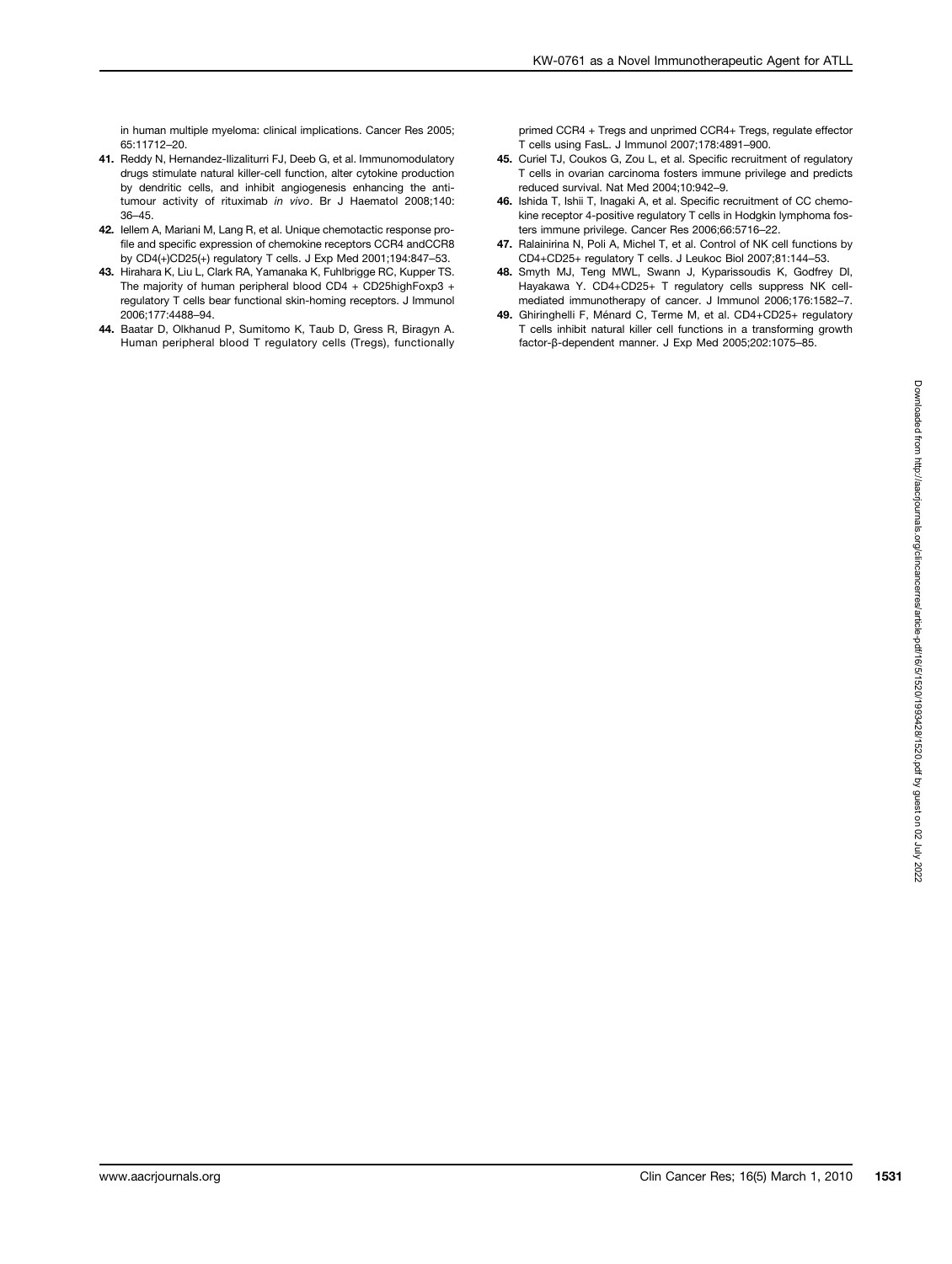in human multiple myeloma: clinical implications. Cancer Res 2005; 65:11712–20.

41. Reddy N, Hernandez-Ilizaliturri FJ, Deeb G, et al. Immunomodulatory drugs stimulate natural killer-cell function, alter cytokine production by dendritic cells, and inhibit angiogenesis enhancing the anti-tumour activity of rituximab *in vivo*. Br J Haematol 2008;140: 36–45.
42. Iellem A, Mariani M, Lang R, et al. Unique chemotactic response profile and specific expression of chemokine receptors CCR4 andCCR8 by CD4(+)CD25(+) regulatory T cells. J Exp Med 2001;194:847–53.
43. Hirahara K, Liu L, Clark RA, Yamanaka K, Fuhlbrigge RC, Kupper TS. The majority of human peripheral blood CD4 + CD25highFoxp3 + regulatory T cells bear functional skin-homing receptors. J Immunol 2006;177:4488–94.
44. Baatar D, Olkhanud P, Sumitomo K, Taub D, Gress R, Biragyn A. Human peripheral blood T regulatory cells (Tregs), functionally primed CCR4 + Tregs and unprimed CCR4+ Tregs, regulate effector T cells using FasL. J Immunol 2007;178:4891–900.
45. Curiel TJ, Coukos G, Zou L, et al. Specific recruitment of regulatory T cells in ovarian carcinoma fosters immune privilege and predicts reduced survival. Nat Med 2004;10:942–9.
46. Ishida T, Ishii T, Inagaki A, et al. Specific recruitment of CC chemokine receptor 4-positive regulatory T cells in Hodgkin lymphoma fosters immune privilege. Cancer Res 2006;66:5716–22.
47. Ralainirina N, Poli A, Michel T, et al. Control of NK cell functions by CD4+CD25+ regulatory T cells. J Leukoc Biol 2007;81:144–53.
48. Smyth MJ, Teng MWL, Swann J, Kyparissoudis K, Godfrey DI, Hayakawa Y. CD4+CD25+ T regulatory cells suppress NK cell-mediated immunotherapy of cancer. J Immunol 2006;176:1582–7.
49. Ghiringhelli F, Ménard C, Terme M, et al. CD4+CD25+ regulatory T cells inhibit natural killer cell functions in a transforming growth factor-β-dependent manner. J Exp Med 2005;202:1075–85.